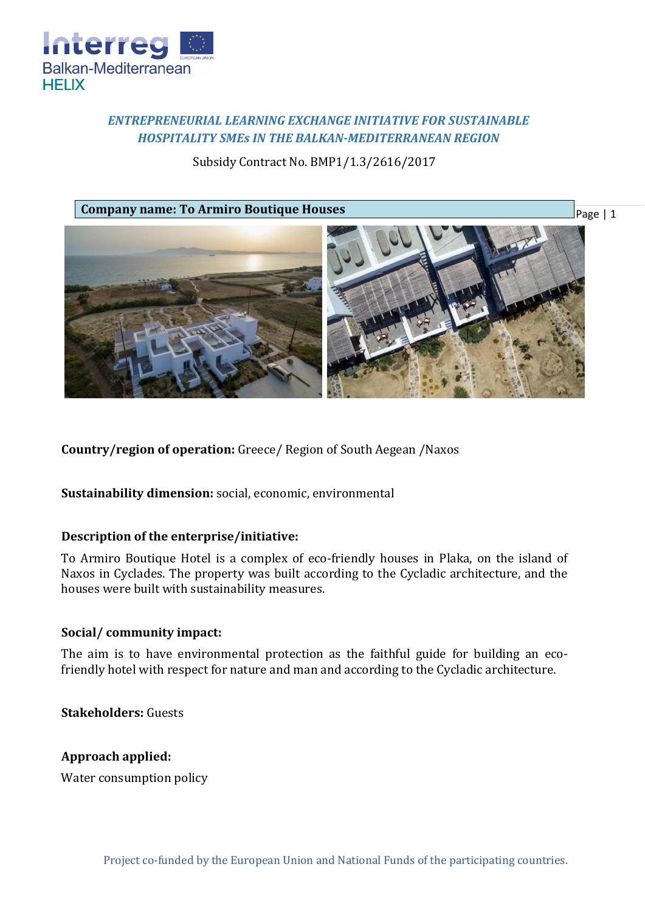*ENTREPRENEURIAL LEARNING EXCHANGE INITIATIVE FOR SUSTAINABLE HOSPITALITY SMEs IN THE BALKAN-MEDITERRANEAN REGION*

Subsidy Contract No. BMP1/1.3/2616/2017

**Company name: To Armiro Boutique Houses**

**Country/region of operation:** Greece/ Region of South Aegean /Naxos

**Sustainability dimension:** social, economic, environmental

**Description of the enterprise/initiative:**

To Armiro Boutique Hotel is a complex of eco-friendly houses in Plaka, on the island of Naxos in Cyclades. The property was built according to the Cycladic architecture, and the houses were built with sustainability measures.

**Social/ community impact:**

The aim is to have environmental protection as the faithful guide for building an eco-friendly hotel with respect for nature and man and according to the Cycladic architecture.

**Stakeholders:** Guests

**Approach applied:**

Water consumption policy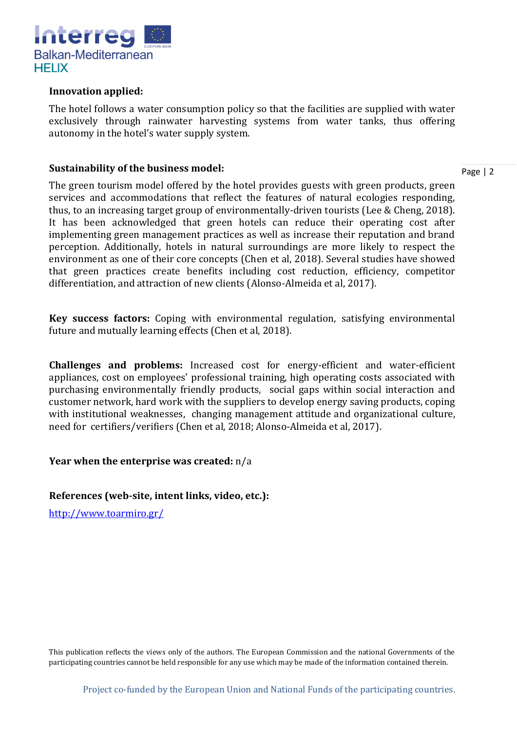**Innovation applied:**

The hotel follows a water consumption policy so that the facilities are supplied with water exclusively through rainwater harvesting systems from water tanks, thus offering autonomy in the hotel's water supply system.

**Sustainability of the business model:**

The green tourism model offered by the hotel provides guests with green products, green services and accommodations that reflect the features of natural ecologies responding, thus, to an increasing target group of environmentally-driven tourists (Lee & Cheng, 2018). It has been acknowledged that green hotels can reduce their operating cost after implementing green management practices as well as increase their reputation and brand perception. Additionally, hotels in natural surroundings are more likely to respect the environment as one of their core concepts (Chen et al, 2018). Several studies have showed that green practices create benefits including cost reduction, efficiency, competitor differentiation, and attraction of new clients (Alonso-Almeida et al, 2017).

**Key success factors:** Coping with environmental regulation, satisfying environmental future and mutually learning effects (Chen et al, 2018).

**Challenges and problems:** Increased cost for energy-efficient and water-efficient appliances, cost on employees' professional training, high operating costs associated with purchasing environmentally friendly products, social gaps within social interaction and customer network, hard work with the suppliers to develop energy saving products, coping with institutional weaknesses, changing management attitude and organizational culture, need for certifiers/verifiers (Chen et al, 2018; Alonso-Almeida et al, 2017).

**Year when the enterprise was created:** n/a

**References (web-site, intent links, video, etc.):**

http://www.toarmiro.gr/

This publication reflects the views only of the authors. The European Commission and the national Governments of the participating countries cannot be held responsible for any use which may be made of the information contained therein.

Project co-funded by the European Union and National Funds of the participating countries.